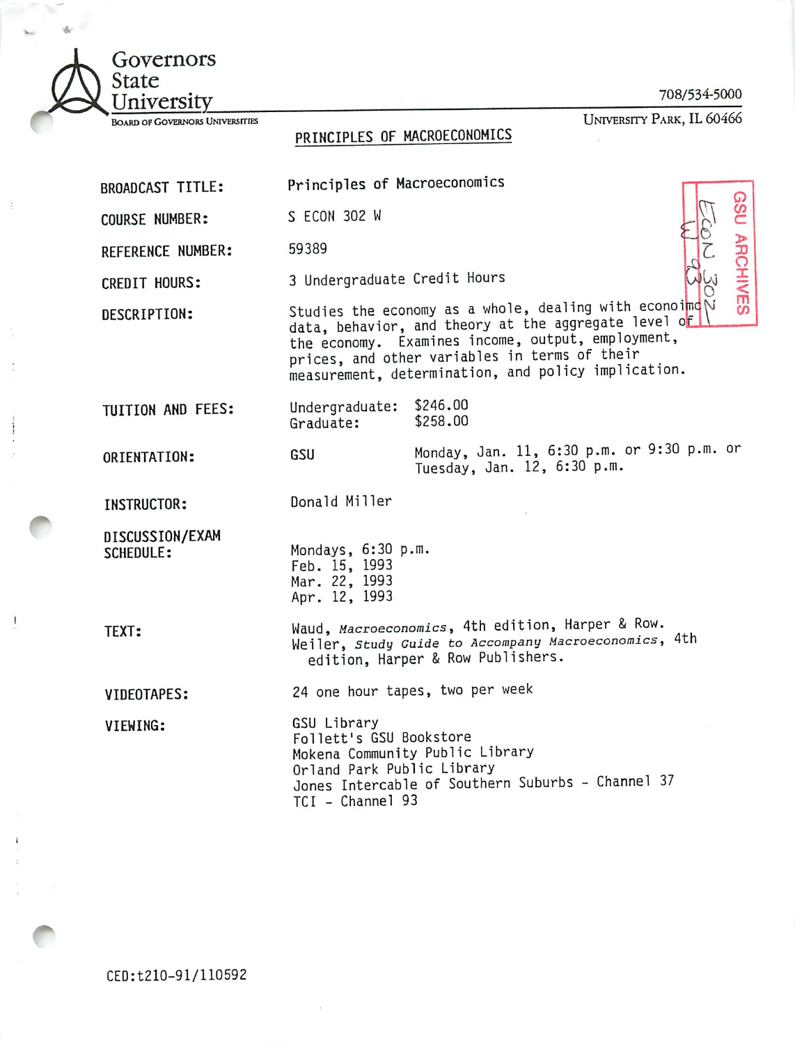Governors State University

Board of Governors Universities

708/534-5000

University Park, IL 60466

# PRINCIPLES OF MACROECONOMICS

GSU ARCHIVES
ECON 302 W 93

| | |
|---|---|
| **BROADCAST TITLE:** | Principles of Macroeconomics |
| **COURSE NUMBER:** | S ECON 302 W |
| **REFERENCE NUMBER:** | 59389 |
| **CREDIT HOURS:** | 3 Undergraduate Credit Hours |
| **DESCRIPTION:** | Studies the economy as a whole, dealing with economic data, behavior, and theory at the aggregate level of the economy. Examines income, output, employment, prices, and other variables in terms of their measurement, determination, and policy implication. |
| **TUITION AND FEES:** | Undergraduate: $246.00<br>Graduate: $258.00 |
| **ORIENTATION:** | GSU — Monday, Jan. 11, 6:30 p.m. or 9:30 p.m. or Tuesday, Jan. 12, 6:30 p.m. |
| **INSTRUCTOR:** | Donald Miller |
| **DISCUSSION/EXAM SCHEDULE:** | Mondays, 6:30 p.m.<br>Feb. 15, 1993<br>Mar. 22, 1993<br>Apr. 12, 1993 |
| **TEXT:** | Waud, *Macroeconomics*, 4th edition, Harper & Row.<br>Weiler, *Study Guide to Accompany Macroeconomics*, 4th edition, Harper & Row Publishers. |
| **VIDEOTAPES:** | 24 one hour tapes, two per week |
| **VIEWING:** | GSU Library<br>Follett's GSU Bookstore<br>Mokena Community Public Library<br>Orland Park Public Library<br>Jones Intercable of Southern Suburbs - Channel 37<br>TCI - Channel 93 |

CED:t210-91/110592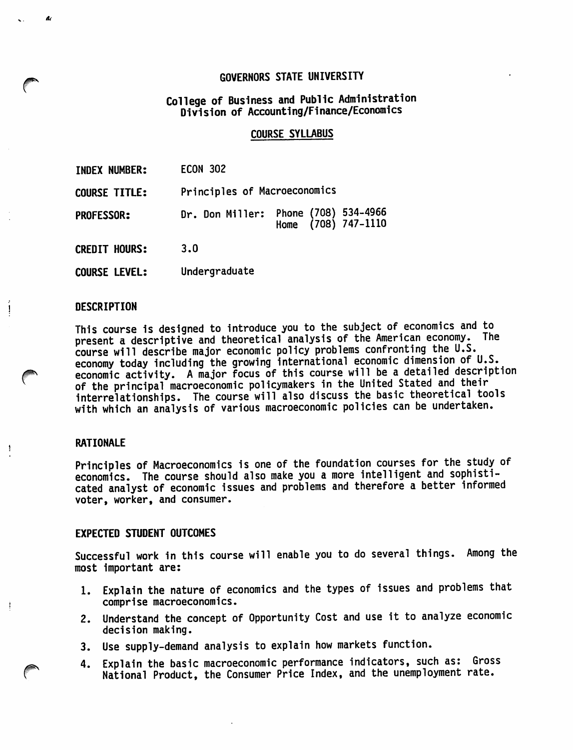# GOVERNORS STATE UNIVERSITY

## College of Business and Public Administration
## Division of Accounting/Finance/Economics

### COURSE SYLLABUS

**INDEX NUMBER:** ECON 302

**COURSE TITLE:** Principles of Macroeconomics

**PROFESSOR:** Dr. Don Miller: Phone (708) 534-4966
Home (708) 747-1110

**CREDIT HOURS:** 3.0

**COURSE LEVEL:** Undergraduate

## DESCRIPTION

This course is designed to introduce you to the subject of economics and to present a descriptive and theoretical analysis of the American economy. The course will describe major economic policy problems confronting the U.S. economy today including the growing international economic dimension of U.S. economic activity. A major focus of this course will be a detailed description of the principal macroeconomic policymakers in the United Stated and their interrelationships. The course will also discuss the basic theoretical tools with which an analysis of various macroeconomic policies can be undertaken.

## RATIONALE

Principles of Macroeconomics is one of the foundation courses for the study of economics. The course should also make you a more intelligent and sophisticated analyst of economic issues and problems and therefore a better informed voter, worker, and consumer.

## EXPECTED STUDENT OUTCOMES

Successful work in this course will enable you to do several things. Among the most important are:

1. Explain the nature of economics and the types of issues and problems that comprise macroeconomics.
2. Understand the concept of Opportunity Cost and use it to analyze economic decision making.
3. Use supply-demand analysis to explain how markets function.
4. Explain the basic macroeconomic performance indicators, such as: Gross National Product, the Consumer Price Index, and the unemployment rate.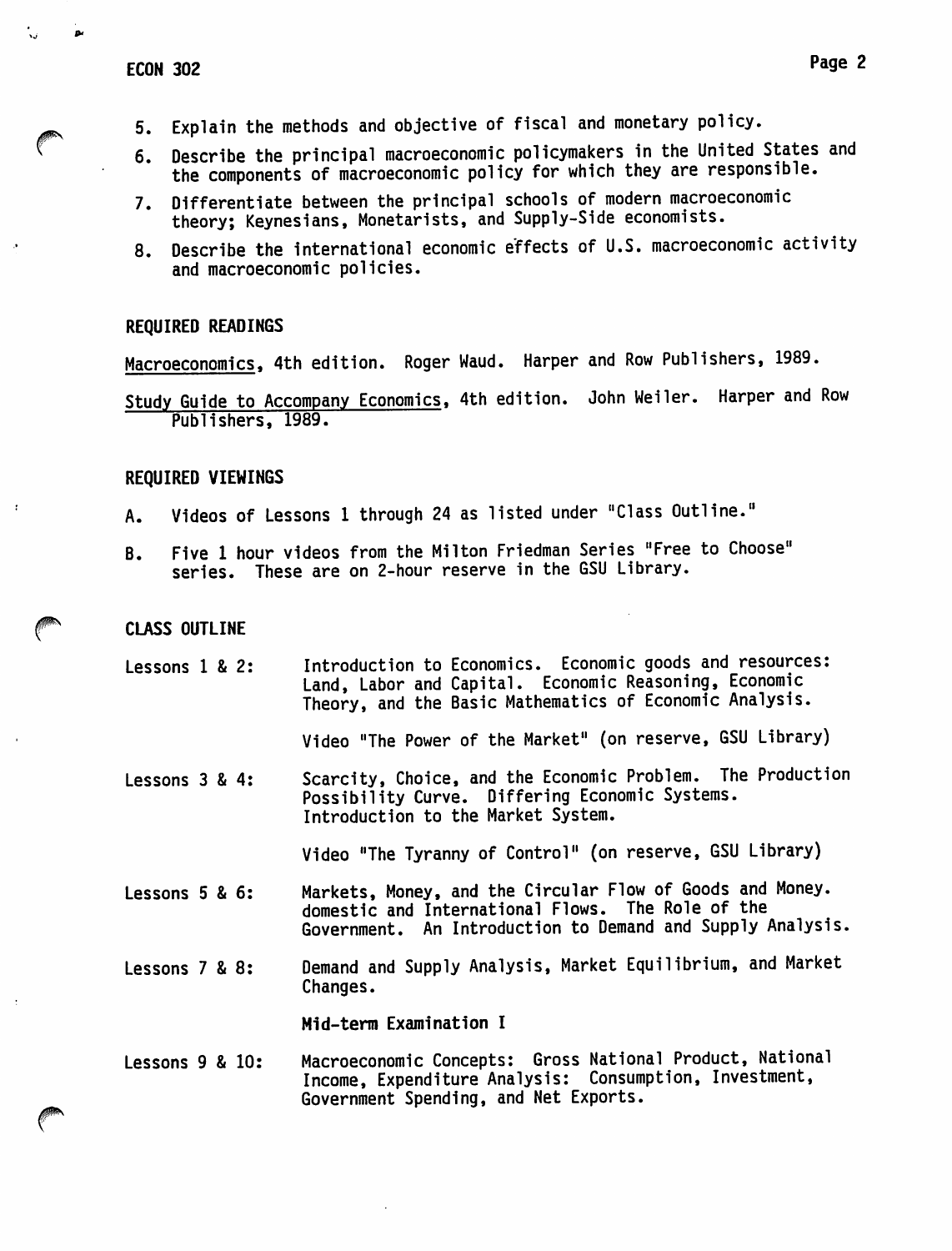5. Explain the methods and objective of fiscal and monetary policy.
6. Describe the principal macroeconomic policymakers in the United States and the components of macroeconomic policy for which they are responsible.
7. Differentiate between the principal schools of modern macroeconomic theory; Keynesians, Monetarists, and Supply-Side economists.
8. Describe the international economic effects of U.S. macroeconomic activity and macroeconomic policies.

## REQUIRED READINGS

Macroeconomics, 4th edition. Roger Waud. Harper and Row Publishers, 1989.

Study Guide to Accompany Economics, 4th edition. John Weiler. Harper and Row Publishers, 1989.

## REQUIRED VIEWINGS

A. Videos of Lessons 1 through 24 as listed under "Class Outline."

B. Five 1 hour videos from the Milton Friedman Series "Free to Choose" series. These are on 2-hour reserve in the GSU Library.

## CLASS OUTLINE

**Lessons 1 & 2:** Introduction to Economics. Economic goods and resources: Land, Labor and Capital. Economic Reasoning, Economic Theory, and the Basic Mathematics of Economic Analysis.

Video "The Power of the Market" (on reserve, GSU Library)

**Lessons 3 & 4:** Scarcity, Choice, and the Economic Problem. The Production Possibility Curve. Differing Economic Systems. Introduction to the Market System.

Video "The Tyranny of Control" (on reserve, GSU Library)

**Lessons 5 & 6:** Markets, Money, and the Circular Flow of Goods and Money. domestic and International Flows. The Role of the Government. An Introduction to Demand and Supply Analysis.

**Lessons 7 & 8:** Demand and Supply Analysis, Market Equilibrium, and Market Changes.

**Mid-term Examination I**

**Lessons 9 & 10:** Macroeconomic Concepts: Gross National Product, National Income, Expenditure Analysis: Consumption, Investment, Government Spending, and Net Exports.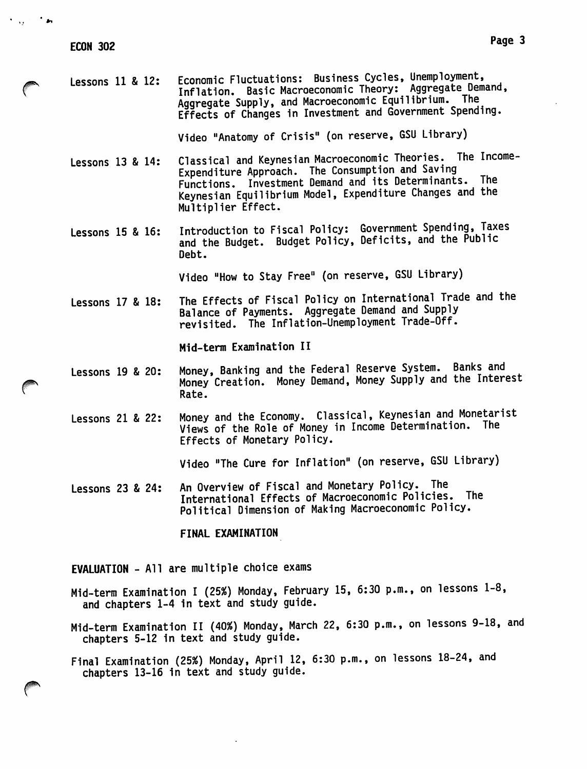Lessons 11 & 12: Economic Fluctuations: Business Cycles, Unemployment, Inflation. Basic Macroeconomic Theory: Aggregate Demand, Aggregate Supply, and Macroeconomic Equilibrium. The Effects of Changes in Investment and Government Spending.

Video "Anatomy of Crisis" (on reserve, GSU Library)

Lessons 13 & 14: Classical and Keynesian Macroeconomic Theories. The Income-Expenditure Approach. The Consumption and Saving Functions. Investment Demand and its Determinants. The Keynesian Equilibrium Model, Expenditure Changes and the Multiplier Effect.

Lessons 15 & 16: Introduction to Fiscal Policy: Government Spending, Taxes and the Budget. Budget Policy, Deficits, and the Public Debt.

Video "How to Stay Free" (on reserve, GSU Library)

Lessons 17 & 18: The Effects of Fiscal Policy on International Trade and the Balance of Payments. Aggregate Demand and Supply revisited. The Inflation-Unemployment Trade-Off.

**Mid-term Examination II**

Lessons 19 & 20: Money, Banking and the Federal Reserve System. Banks and Money Creation. Money Demand, Money Supply and the Interest Rate.

Lessons 21 & 22: Money and the Economy. Classical, Keynesian and Monetarist Views of the Role of Money in Income Determination. The Effects of Monetary Policy.

Video "The Cure for Inflation" (on reserve, GSU Library)

Lessons 23 & 24: An Overview of Fiscal and Monetary Policy. The International Effects of Macroeconomic Policies. The Political Dimension of Making Macroeconomic Policy.

**FINAL EXAMINATION**

**EVALUATION** - All are multiple choice exams

Mid-term Examination I (25%) Monday, February 15, 6:30 p.m., on lessons 1-8, and chapters 1-4 in text and study guide.

Mid-term Examination II (40%) Monday, March 22, 6:30 p.m., on lessons 9-18, and chapters 5-12 in text and study guide.

Final Examination (25%) Monday, April 12, 6:30 p.m., on lessons 18-24, and chapters 13-16 in text and study guide.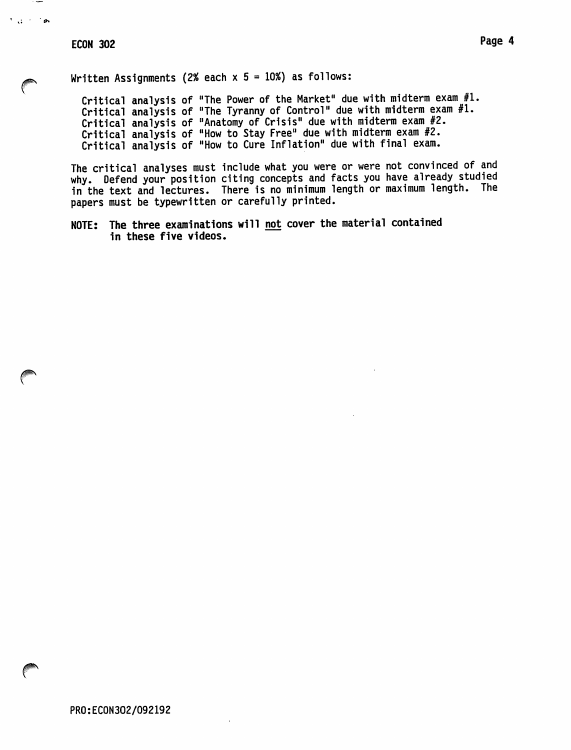Written Assignments (2% each x 5 = 10%) as follows:

Critical analysis of "The Power of the Market" due with midterm exam #1.
Critical analysis of "The Tyranny of Control" due with midterm exam #1.
Critical analysis of "Anatomy of Crisis" due with midterm exam #2.
Critical analysis of "How to Stay Free" due with midterm exam #2.
Critical analysis of "How to Cure Inflation" due with final exam.

The critical analyses must include what you were or were not convinced of and why. Defend your position citing concepts and facts you have already studied in the text and lectures. There is no minimum length or maximum length. The papers must be typewritten or carefully printed.

**NOTE: The three examinations will <u>not</u> cover the material contained in these five videos.**

PRO:ECON302/092192